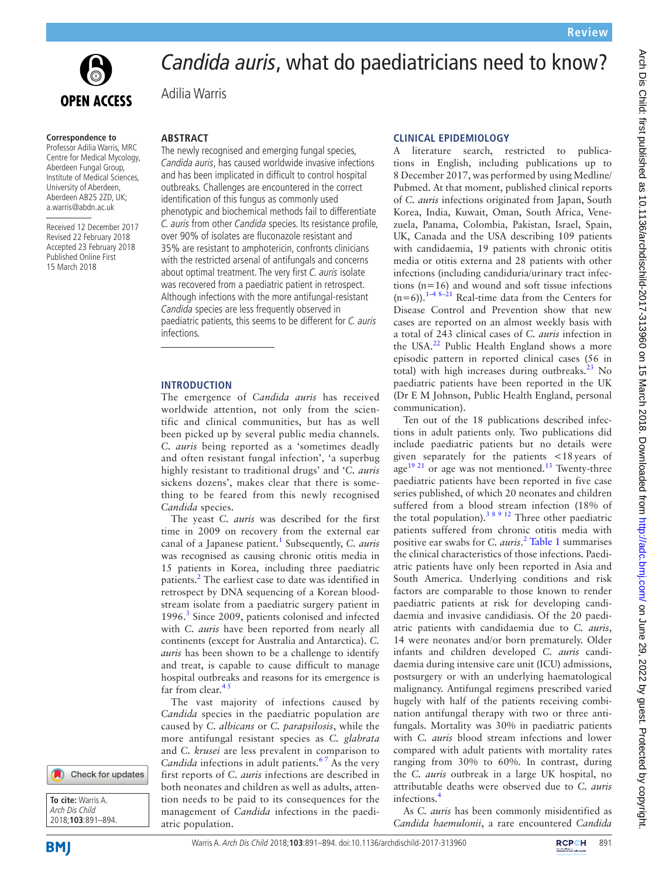# *Candida auris*, what do paediatricians need to know?

Adilia Warris

**Correspondence to**
Professor Adilia Warris, MRC Centre for Medical Mycology, Aberdeen Fungal Group, Institute of Medical Sciences, University of Aberdeen, Aberdeen AB25 2ZD, UK; a.warris@abdn.ac.uk

Received 12 December 2017
Revised 22 February 2018
Accepted 23 February 2018
Published Online First 15 March 2018

## ABSTRACT

The newly recognised and emerging fungal species, *Candida auris*, has caused worldwide invasive infections and has been implicated in difficult to control hospital outbreaks. Challenges are encountered in the correct identification of this fungus as commonly used phenotypic and biochemical methods fail to differentiate *C. auris* from other *Candida* species. Its resistance profile, over 90% of isolates are fluconazole resistant and 35% are resistant to amphotericin, confronts clinicians with the restricted arsenal of antifungals and concerns about optimal treatment. The very first *C. auris* isolate was recovered from a paediatric patient in retrospect. Although infections with the more antifungal-resistant *Candida* species are less frequently observed in paediatric patients, this seems to be different for *C. auris* infections.

## INTRODUCTION

The emergence of *Candida auris* has received worldwide attention, not only from the scientific and clinical communities, but has as well been picked up by several public media channels. *C. auris* being reported as a 'sometimes deadly and often resistant fungal infection', 'a superbug highly resistant to traditional drugs' and '*C. auris* sickens dozens', makes clear that there is something to be feared from this newly recognised *Candida* species.

The yeast *C. auris* was described for the first time in 2009 on recovery from the external ear canal of a Japanese patient.[1] Subsequently, *C. auris* was recognised as causing chronic otitis media in 15 patients in Korea, including three paediatric patients.[2] The earliest case to date was identified in retrospect by DNA sequencing of a Korean bloodstream isolate from a paediatric surgery patient in 1996.[3] Since 2009, patients colonised and infected with *C. auris* have been reported from nearly all continents (except for Australia and Antarctica). *C. auris* has been shown to be a challenge to identify and treat, is capable to cause difficult to manage hospital outbreaks and reasons for its emergence is far from clear.[4 5]

The vast majority of infections caused by *Candida* species in the paediatric population are caused by *C. albicans* or *C. parapsilosis*, while the more antifungal resistant species as *C. glabrata* and *C. krusei* are less prevalent in comparison to *Candida* infections in adult patients.[6 7] As the very first reports of *C. auris* infections are described in both neonates and children as well as adults, attention needs to be paid to its consequences for the management of *Candida* infections in the paediatric population.

## CLINICAL EPIDEMIOLOGY

A literature search, restricted to publications in English, including publications up to 8 December 2017, was performed by using Medline/Pubmed. At that moment, published clinical reports of *C. auris* infections originated from Japan, South Korea, India, Kuwait, Oman, South Africa, Venezuela, Panama, Colombia, Pakistan, Israel, Spain, UK, Canada and the USA describing 109 patients with candidaemia, 19 patients with chronic otitis media or otitis externa and 28 patients with other infections (including candiduria/urinary tract infections (n=16) and wound and soft tissue infections (n=6)).[1–4 8–21] Real-time data from the Centers for Disease Control and Prevention show that new cases are reported on an almost weekly basis with a total of 243 clinical cases of *C. auris* infection in the USA.[22] Public Health England shows a more episodic pattern in reported clinical cases (56 in total) with high increases during outbreaks.[23] No paediatric patients have been reported in the UK (Dr E M Johnson, Public Health England, personal communication).

Ten out of the 18 publications described infections in adult patients only. Two publications did include paediatric patients but no details were given separately for the patients <18 years of age[19 21] or age was not mentioned.[13] Twenty-three paediatric patients have been reported in five case series published, of which 20 neonates and children suffered from a blood stream infection (18% of the total population).[3 8 9 12] Three other paediatric patients suffered from chronic otitis media with positive ear swabs for *C. auris*.[2] Table 1 summarises the clinical characteristics of those infections. Paediatric patients have only been reported in Asia and South America. Underlying conditions and risk factors are comparable to those known to render paediatric patients at risk for developing candidaemia and invasive candidiasis. Of the 20 paediatric patients with candidaemia due to *C. auris*, 14 were neonates and/or born prematurely. Older infants and children developed *C. auris* candidaemia during intensive care unit (ICU) admissions, postsurgery or with an underlying haematological malignancy. Antifungal regimens prescribed varied hugely with half of the patients receiving combination antifungal therapy with two or three antifungals. Mortality was 30% in paediatric patients with *C. auris* blood stream infections and lower compared with adult patients with mortality rates ranging from 30% to 60%. In contrast, during the *C. auris* outbreak in a large UK hospital, no attributable deaths were observed due to *C. auris* infections.[4]

As *C. auris* has been commonly misidentified as *Candida haemulonii*, a rare encountered *Candida*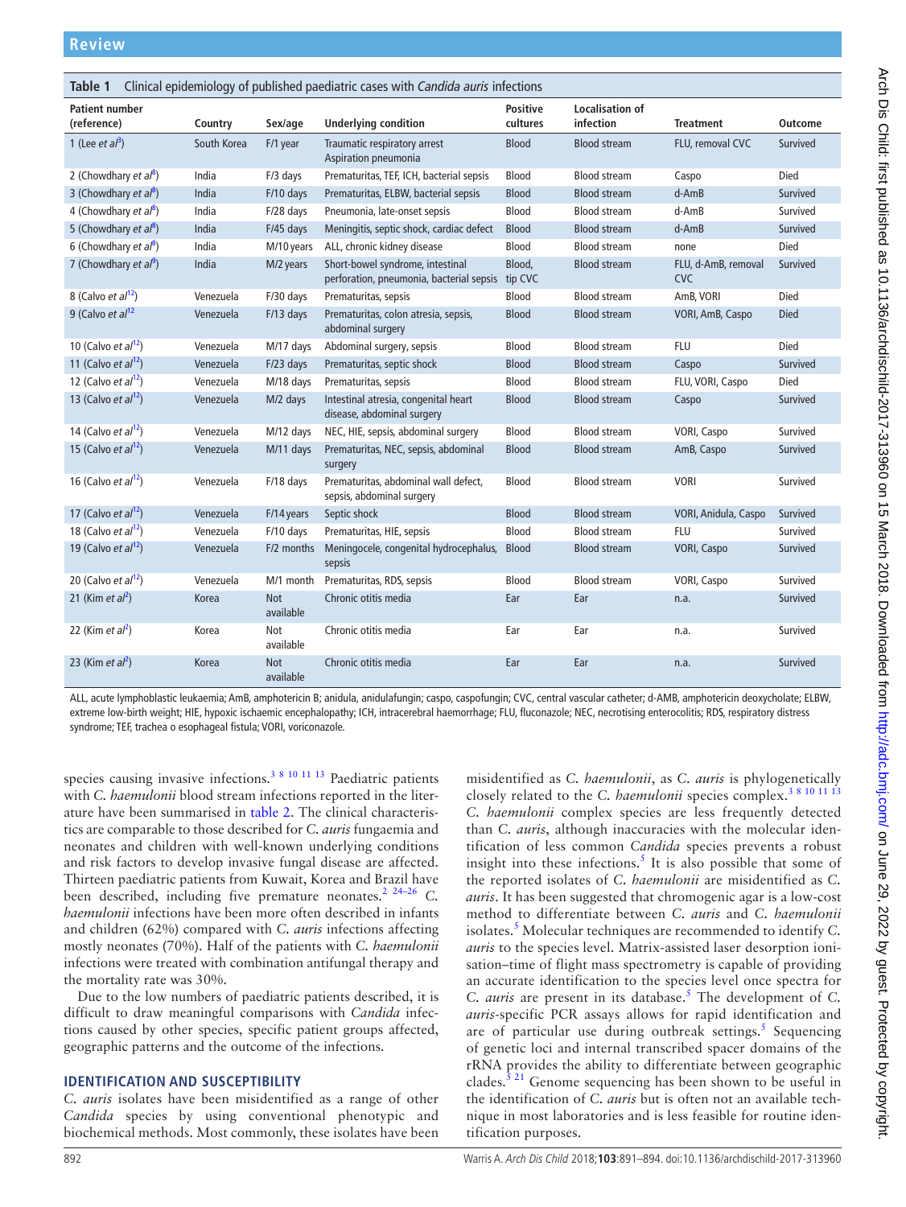**Table 1** Clinical epidemiology of published paediatric cases with *Candida auris* infections

| Patient number (reference) | Country | Sex/age | Underlying condition | Positive cultures | Localisation of infection | Treatment | Outcome |
|---|---|---|---|---|---|---|---|
| 1 (Lee *et al*[3]) | South Korea | F/1 year | Traumatic respiratory arrest Aspiration pneumonia | Blood | Blood stream | FLU, removal CVC | Survived |
| 2 (Chowdhary *et al*[8]) | India | F/3 days | Prematuritas, TEF, ICH, bacterial sepsis | Blood | Blood stream | Caspo | Died |
| 3 (Chowdhary *et al*[8]) | India | F/10 days | Prematuritas, ELBW, bacterial sepsis | Blood | Blood stream | d-AmB | Survived |
| 4 (Chowdhary *et al*[8]) | India | F/28 days | Pneumonia, late-onset sepsis | Blood | Blood stream | d-AmB | Survived |
| 5 (Chowdhary *et al*[8]) | India | F/45 days | Meningitis, septic shock, cardiac defect | Blood | Blood stream | d-AmB | Survived |
| 6 (Chowdhary *et al*[8]) | India | M/10 years | ALL, chronic kidney disease | Blood | Blood stream | none | Died |
| 7 (Chowdhary *et al*[9]) | India | M/2 years | Short-bowel syndrome, intestinal perforation, pneumonia, bacterial sepsis | Blood, tip CVC | Blood stream | FLU, d-AmB, removal CVC | Survived |
| 8 (Calvo *et al*[12]) | Venezuela | F/30 days | Prematuritas, sepsis | Blood | Blood stream | AmB, VORI | Died |
| 9 (Calvo *et al*[12] | Venezuela | F/13 days | Prematuritas, colon atresia, sepsis, abdominal surgery | Blood | Blood stream | VORI, AmB, Caspo | Died |
| 10 (Calvo *et al*[12]) | Venezuela | M/17 days | Abdominal surgery, sepsis | Blood | Blood stream | FLU | Died |
| 11 (Calvo *et al*[12]) | Venezuela | F/23 days | Prematuritas, septic shock | Blood | Blood stream | Caspo | Survived |
| 12 (Calvo *et al*[12]) | Venezuela | M/18 days | Prematuritas, sepsis | Blood | Blood stream | FLU, VORI, Caspo | Died |
| 13 (Calvo *et al*[12]) | Venezuela | M/2 days | Intestinal atresia, congenital heart disease, abdominal surgery | Blood | Blood stream | Caspo | Survived |
| 14 (Calvo *et al*[12]) | Venezuela | M/12 days | NEC, HIE, sepsis, abdominal surgery | Blood | Blood stream | VORI, Caspo | Survived |
| 15 (Calvo *et al*[12]) | Venezuela | M/11 days | Prematuritas, NEC, sepsis, abdominal surgery | Blood | Blood stream | AmB, Caspo | Survived |
| 16 (Calvo *et al*[12]) | Venezuela | F/18 days | Prematuritas, abdominal wall defect, sepsis, abdominal surgery | Blood | Blood stream | VORI | Survived |
| 17 (Calvo *et al*[12]) | Venezuela | F/14 years | Septic shock | Blood | Blood stream | VORI, Anidula, Caspo | Survived |
| 18 (Calvo *et al*[12]) | Venezuela | F/10 days | Prematuritas, HIE, sepsis | Blood | Blood stream | FLU | Survived |
| 19 (Calvo *et al*[12]) | Venezuela | F/2 months | Meningocele, congenital hydrocephalus, sepsis | Blood | Blood stream | VORI, Caspo | Survived |
| 20 (Calvo *et al*[12]) | Venezuela | M/1 month | Prematuritas, RDS, sepsis | Blood | Blood stream | VORI, Caspo | Survived |
| 21 (Kim *et al*[2]) | Korea | Not available | Chronic otitis media | Ear | Ear | n.a. | Survived |
| 22 (Kim *et al*[2]) | Korea | Not available | Chronic otitis media | Ear | Ear | n.a. | Survived |
| 23 (Kim *et al*[2]) | Korea | Not available | Chronic otitis media | Ear | Ear | n.a. | Survived |

ALL, acute lymphoblastic leukaemia; AmB, amphotericin B; anidula, anidulafungin; caspo, caspofungin; CVC, central vascular catheter; d-AMB, amphotericin deoxycholate; ELBW, extreme low-birth weight; HIE, hypoxic ischaemic encephalopathy; ICH, intracerebral haemorrhage; FLU, fluconazole; NEC, necrotising enterocolitis; RDS, respiratory distress syndrome; TEF, trachea o esophageal fistula; VORI, voriconazole.

species causing invasive infections.[3 8 10 11 13] Paediatric patients with *C. haemulonii* blood stream infections reported in the literature have been summarised in table 2. The clinical characteristics are comparable to those described for *C. auris* fungaemia and neonates and children with well-known underlying conditions and risk factors to develop invasive fungal disease are affected. Thirteen paediatric patients from Kuwait, Korea and Brazil have been described, including five premature neonates.[2 24–26] *C. haemulonii* infections have been more often described in infants and children (62%) compared with *C. auris* infections affecting mostly neonates (70%). Half of the patients with *C. haemulonii* infections were treated with combination antifungal therapy and the mortality rate was 30%.

Due to the low numbers of paediatric patients described, it is difficult to draw meaningful comparisons with *Candida* infections caused by other species, specific patient groups affected, geographic patterns and the outcome of the infections.

## IDENTIFICATION AND SUSCEPTIBILITY

*C. auris* isolates have been misidentified as a range of other *Candida* species by using conventional phenotypic and biochemical methods. Most commonly, these isolates have been misidentified as *C. haemulonii*, as *C. auris* is phylogenetically closely related to the *C. haemulonii* species complex.[3 8 10 11 13] *C. haemulonii* complex species are less frequently detected than *C. auris*, although inaccuracies with the molecular identification of less common *Candida* species prevents a robust insight into these infections.[5] It is also possible that some of the reported isolates of *C. haemulonii* are misidentified as *C. auris*. It has been suggested that chromogenic agar is a low-cost method to differentiate between *C. auris* and *C. haemulonii* isolates.[5] Molecular techniques are recommended to identify *C. auris* to the species level. Matrix-assisted laser desorption ionisation–time of flight mass spectrometry is capable of providing an accurate identification to the species level once spectra for *C. auris* are present in its database.[5] The development of *C. auris*-specific PCR assays allows for rapid identification and are of particular use during outbreak settings.[5] Sequencing of genetic loci and internal transcribed spacer domains of the rRNA provides the ability to differentiate between geographic clades.[5 21] Genome sequencing has been shown to be useful in the identification of *C. auris* but is often not an available technique in most laboratories and is less feasible for routine identification purposes.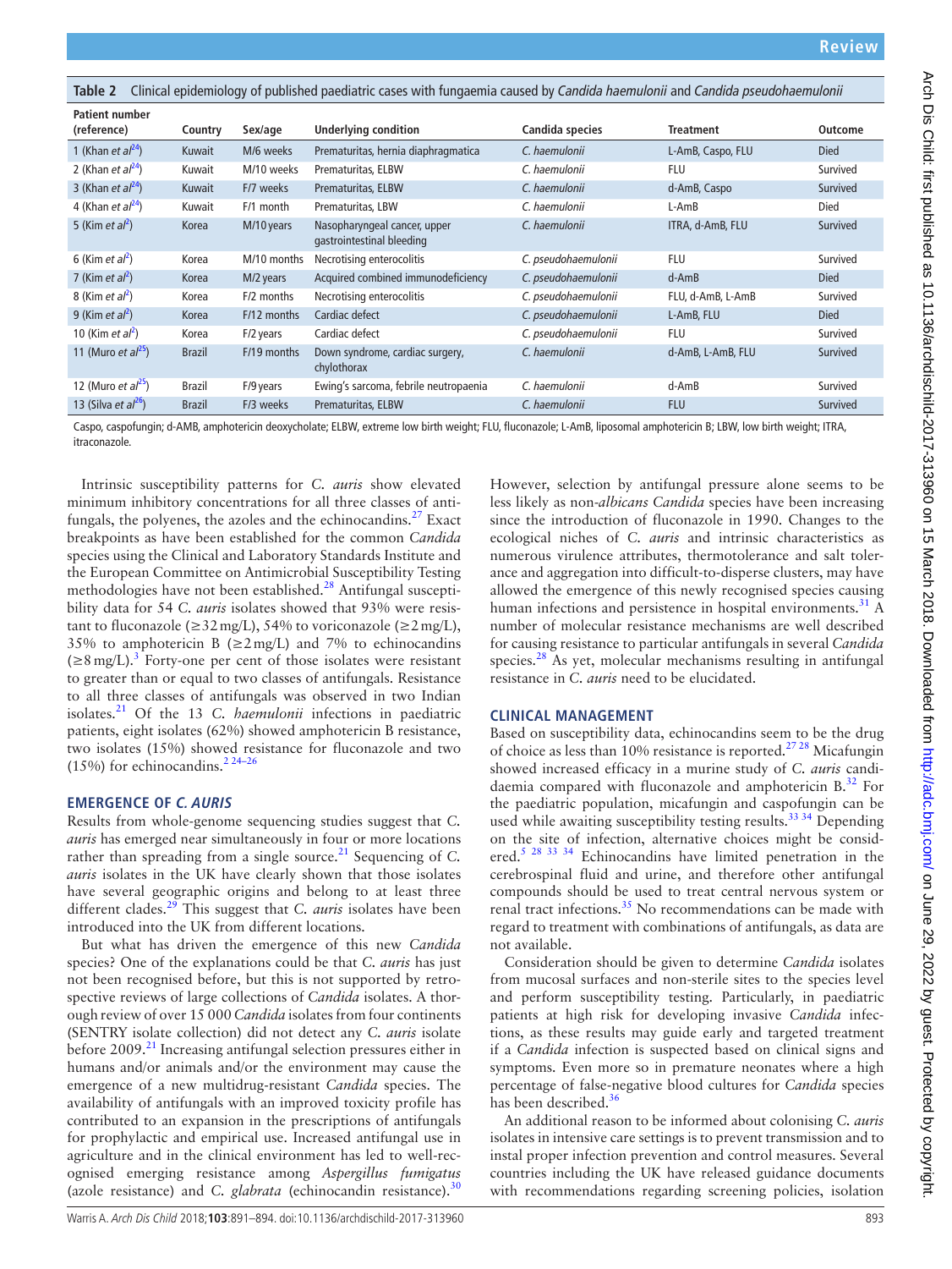**Table 2** Clinical epidemiology of published paediatric cases with fungaemia caused by *Candida haemulonii* and *Candida pseudohaemulonii*

| Patient number (reference) | Country | Sex/age | Underlying condition | Candida species | Treatment | Outcome |
|---|---|---|---|---|---|---|
| 1 (Khan *et al*[24]) | Kuwait | M/6 weeks | Prematuritas, hernia diaphragmatica | *C. haemulonii* | L-AmB, Caspo, FLU | Died |
| 2 (Khan *et al*[24]) | Kuwait | M/10 weeks | Prematuritas, ELBW | *C. haemulonii* | FLU | Survived |
| 3 (Khan *et al*[24]) | Kuwait | F/7 weeks | Prematuritas, ELBW | *C. haemulonii* | d-AmB, Caspo | Survived |
| 4 (Khan *et al*[24]) | Kuwait | F/1 month | Prematuritas, LBW | *C. haemulonii* | L-AmB | Died |
| 5 (Kim *et al*[2]) | Korea | M/10 years | Nasopharyngeal cancer, upper gastrointestinal bleeding | *C. haemulonii* | ITRA, d-AmB, FLU | Survived |
| 6 (Kim *et al*[2]) | Korea | M/10 months | Necrotising enterocolitis | *C. pseudohaemulonii* | FLU | Survived |
| 7 (Kim *et al*[2]) | Korea | M/2 years | Acquired combined immunodeficiency | *C. pseudohaemulonii* | d-AmB | Died |
| 8 (Kim *et al*[2]) | Korea | F/2 months | Necrotising enterocolitis | *C. pseudohaemulonii* | FLU, d-AmB, L-AmB | Survived |
| 9 (Kim *et al*[2]) | Korea | F/12 months | Cardiac defect | *C. pseudohaemulonii* | L-AmB, FLU | Died |
| 10 (Kim *et al*[2]) | Korea | F/2 years | Cardiac defect | *C. pseudohaemulonii* | FLU | Survived |
| 11 (Muro *et al*[25]) | Brazil | F/19 months | Down syndrome, cardiac surgery, chylothorax | *C. haemulonii* | d-AmB, L-AmB, FLU | Survived |
| 12 (Muro *et al*[25]) | Brazil | F/9 years | Ewing's sarcoma, febrile neutropaenia | *C. haemulonii* | d-AmB | Survived |
| 13 (Silva *et al*[26]) | Brazil | F/3 weeks | Prematuritas, ELBW | *C. haemulonii* | FLU | Survived |

Caspo, caspofungin; d-AMB, amphotericin deoxycholate; ELBW, extreme low birth weight; FLU, fluconazole; L-AmB, liposomal amphotericin B; LBW, low birth weight; ITRA, itraconazole.

Intrinsic susceptibility patterns for *C. auris* show elevated minimum inhibitory concentrations for all three classes of antifungals, the polyenes, the azoles and the echinocandins.[27] Exact breakpoints as have been established for the common *Candida* species using the Clinical and Laboratory Standards Institute and the European Committee on Antimicrobial Susceptibility Testing methodologies have not been established.[28] Antifungal susceptibility data for 54 *C. auris* isolates showed that 93% were resistant to fluconazole (≥32 mg/L), 54% to voriconazole (≥2 mg/L), 35% to amphotericin B (≥2 mg/L) and 7% to echinocandins (≥8 mg/L).[3] Forty-one per cent of those isolates were resistant to greater than or equal to two classes of antifungals. Resistance to all three classes of antifungals was observed in two Indian isolates.[21] Of the 13 *C. haemulonii* infections in paediatric patients, eight isolates (62%) showed amphotericin B resistance, two isolates (15%) showed resistance for fluconazole and two (15%) for echinocandins.[2 24–26]

## EMERGENCE OF *C. AURIS*

Results from whole-genome sequencing studies suggest that *C. auris* has emerged near simultaneously in four or more locations rather than spreading from a single source.[21] Sequencing of *C. auris* isolates in the UK have clearly shown that those isolates have several geographic origins and belong to at least three different clades.[29] This suggest that *C. auris* isolates have been introduced into the UK from different locations.

But what has driven the emergence of this new *Candida* species? One of the explanations could be that *C. auris* has just not been recognised before, but this is not supported by retrospective reviews of large collections of *Candida* isolates. A thorough review of over 15 000 *Candida* isolates from four continents (SENTRY isolate collection) did not detect any *C. auris* isolate before 2009.[21] Increasing antifungal selection pressures either in humans and/or animals and/or the environment may cause the emergence of a new multidrug-resistant *Candida* species. The availability of antifungals with an improved toxicity profile has contributed to an expansion in the prescriptions of antifungals for prophylactic and empirical use. Increased antifungal use in agriculture and in the clinical environment has led to well-recognised emerging resistance among *Aspergillus fumigatus* (azole resistance) and *C. glabrata* (echinocandin resistance).[30] However, selection by antifungal pressure alone seems to be less likely as non-*albicans Candida* species have been increasing since the introduction of fluconazole in 1990. Changes to the ecological niches of *C. auris* and intrinsic characteristics as numerous virulence attributes, thermotolerance and salt tolerance and aggregation into difficult-to-disperse clusters, may have allowed the emergence of this newly recognised species causing human infections and persistence in hospital environments.[31] A number of molecular resistance mechanisms are well described for causing resistance to particular antifungals in several *Candida* species.[28] As yet, molecular mechanisms resulting in antifungal resistance in *C. auris* need to be elucidated.

## CLINICAL MANAGEMENT

Based on susceptibility data, echinocandins seem to be the drug of choice as less than 10% resistance is reported.[27 28] Micafungin showed increased efficacy in a murine study of *C. auris* candidaemia compared with fluconazole and amphotericin B.[32] For the paediatric population, micafungin and caspofungin can be used while awaiting susceptibility testing results.[33 34] Depending on the site of infection, alternative choices might be considered.[5 28 33 34] Echinocandins have limited penetration in the cerebrospinal fluid and urine, and therefore other antifungal compounds should be used to treat central nervous system or renal tract infections.[35] No recommendations can be made with regard to treatment with combinations of antifungals, as data are not available.

Consideration should be given to determine *Candida* isolates from mucosal surfaces and non-sterile sites to the species level and perform susceptibility testing. Particularly, in paediatric patients at high risk for developing invasive *Candida* infections, as these results may guide early and targeted treatment if a *Candida* infection is suspected based on clinical signs and symptoms. Even more so in premature neonates where a high percentage of false-negative blood cultures for *Candida* species has been described.[36]

An additional reason to be informed about colonising *C. auris* isolates in intensive care settings is to prevent transmission and to instal proper infection prevention and control measures. Several countries including the UK have released guidance documents with recommendations regarding screening policies, isolation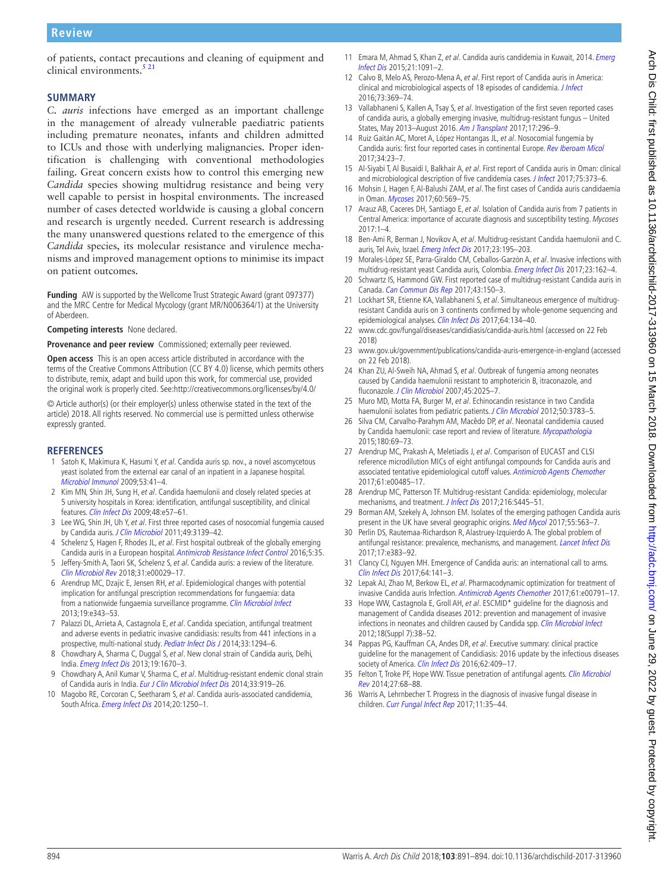of patients, contact precautions and cleaning of equipment and clinical environments.[5 21]

## SUMMARY

*C. auris* infections have emerged as an important challenge in the management of already vulnerable paediatric patients including premature neonates, infants and children admitted to ICUs and those with underlying malignancies. Proper identification is challenging with conventional methodologies failing. Great concern exists how to control this emerging new *Candida* species showing multidrug resistance and being very well capable to persist in hospital environments. The increased number of cases detected worldwide is causing a global concern and research is urgently needed. Current research is addressing the many unanswered questions related to the emergence of this *Candida* species, its molecular resistance and virulence mechanisms and improved management options to minimise its impact on patient outcomes.

**Funding** AW is supported by the Wellcome Trust Strategic Award (grant 097377) and the MRC Centre for Medical Mycology (grant MR/N006364/1) at the University of Aberdeen.

**Competing interests** None declared.

**Provenance and peer review** Commissioned; externally peer reviewed.

**Open access** This is an open access article distributed in accordance with the terms of the Creative Commons Attribution (CC BY 4.0) license, which permits others to distribute, remix, adapt and build upon this work, for commercial use, provided the original work is properly cited. See:http://creativecommons.org/licenses/by/4.0/

© Article author(s) (or their employer(s) unless otherwise stated in the text of the article) 2018. All rights reserved. No commercial use is permitted unless otherwise expressly granted.

## REFERENCES

1. Satoh K, Makimura K, Hasumi Y, *et al*. Candida auris sp. nov., a novel ascomycetous yeast isolated from the external ear canal of an inpatient in a Japanese hospital. *Microbiol Immunol* 2009;53:41–4.
2. Kim MN, Shin JH, Sung H, *et al*. Candida haemulonii and closely related species at 5 university hospitals in Korea: identification, antifungal susceptibility, and clinical features. *Clin Infect Dis* 2009;48:e57–61.
3. Lee WG, Shin JH, Uh Y, *et al*. First three reported cases of nosocomial fungemia caused by Candida auris. *J Clin Microbiol* 2011;49:3139–42.
4. Schelenz S, Hagen F, Rhodes JL, *et al*. First hospital outbreak of the globally emerging Candida auris in a European hospital. *Antimicrob Resistance Infect Control* 2016;5:35.
5. Jeffery-Smith A, Taori SK, Schelenz S, *et al*. Candida auris: a review of the literature. *Clin Microbiol Rev* 2018;31:e00029–17.
6. Arendrup MC, Dzajic E, Jensen RH, *et al*. Epidemiological changes with potential implication for antifungal prescription recommendations for fungaemia: data from a nationwide fungaemia surveillance programme. *Clin Microbiol Infect* 2013;19:e343–53.
7. Palazzi DL, Arrieta A, Castagnola E, *et al*. Candida speciation, antifungal treatment and adverse events in pediatric invasive candidiasis: results from 441 infections in a prospective, multi-national study. *Pediatr Infect Dis J* 2014;33:1294–6.
8. Chowdhary A, Sharma C, Duggal S, *et al*. New clonal strain of Candida auris, Delhi, India. *Emerg Infect Dis* 2013;19:1670–3.
9. Chowdhary A, Anil Kumar V, Sharma C, *et al*. Multidrug-resistant endemic clonal strain of Candida auris in India. *Eur J Clin Microbiol Infect Dis* 2014;33:919–26.
10. Magobo RE, Corcoran C, Seetharam S, *et al*. Candida auris-associated candidemia, South Africa. *Emerg Infect Dis* 2014;20:1250–1.
11. Emara M, Ahmad S, Khan Z, *et al*. Candida auris candidemia in Kuwait, 2014. *Emerg Infect Dis* 2015;21:1091–2.
12. Calvo B, Melo AS, Perozo-Mena A, *et al*. First report of Candida auris in America: clinical and microbiological aspects of 18 episodes of candidemia. *J Infect* 2016;73:369–74.
13. Vallabhaneni S, Kallen A, Tsay S, *et al*. Investigation of the first seven reported cases of candida auris, a globally emerging invasive, multidrug-resistant fungus – United States, May 2013–August 2016. *Am J Transplant* 2017;17:296–9.
14. Ruiz Gaitán AC, Moret A, López Hontangas JL, *et al*. Nosocomial fungemia by Candida auris: first four reported cases in continental Europe. *Rev Iberoam Micol* 2017;34:23–7.
15. Al-Siyabi T, Al Busaidi I, Balkhair A, *et al*. First report of Candida auris in Oman: clinical and microbiological description of five candidemia cases. *J Infect* 2017;75:373–6.
16. Mohsin J, Hagen F, Al-Balushi ZAM, *et al*. The first cases of Candida auris candidaemia in Oman. *Mycoses* 2017;60:569–75.
17. Arauz AB, Caceres DH, Santiago E, *et al*. Isolation of Candida auris from 7 patients in Central America: importance of accurate diagnosis and susceptibility testing. *Mycoses* 2017:1–4.
18. Ben-Ami R, Berman J, Novikov A, *et al*. Multidrug-resistant Candida haemulonii and C. auris, Tel Aviv, Israel. *Emerg Infect Dis* 2017;23:195–203.
19. Morales-López SE, Parra-Giraldo CM, Ceballos-Garzón A, *et al*. Invasive infections with multidrug-resistant yeast Candida auris, Colombia. *Emerg Infect Dis* 2017;23:162–4.
20. Schwartz IS, Hammond GW. First reported case of multidrug-resistant Candida auris in Canada. *Can Commun Dis Rep* 2017;43:150–3.
21. Lockhart SR, Etienne KA, Vallabhaneni S, *et al*. Simultaneous emergence of multidrug-resistant Candida auris on 3 continents confirmed by whole-genome sequencing and epidemiological analyses. *Clin Infect Dis* 2017;64:134–40.
22. www.cdc.gov/fungal/diseases/candidiasis/candida-auris.html (accessed on 22 Feb 2018)
23. www.gov.uk/government/publications/candida-auris-emergence-in-england (accessed on 22 Feb 2018).
24. Khan ZU, Al-Sweih NA, Ahmad S, *et al*. Outbreak of fungemia among neonates caused by Candida haemulonii resistant to amphotericin B, itraconazole, and fluconazole. *J Clin Microbiol* 2007;45:2025–7.
25. Muro MD, Motta FA, Burger M, *et al*. Echinocandin resistance in two Candida haemulonii isolates from pediatric patients. *J Clin Microbiol* 2012;50:3783–5.
26. Silva CM, Carvalho-Parahym AM, Macêdo DP, *et al*. Neonatal candidemia caused by Candida haemulonii: case report and review of literature. *Mycopathologia* 2015;180:69–73.
27. Arendrup MC, Prakash A, Meletiadis J, *et al*. Comparison of EUCAST and CLSI reference microdilution MICs of eight antifungal compounds for Candida auris and associated tentative epidemiological cutoff values. *Antimicrob Agents Chemother* 2017;61:e00485–17.
28. Arendrup MC, Patterson TF. Multidrug-resistant Candida: epidemiology, molecular mechanisms, and treatment. *J Infect Dis* 2017;216:S445–51.
29. Borman AM, Szekely A, Johnson EM. Isolates of the emerging pathogen Candida auris present in the UK have several geographic origins. *Med Mycol* 2017;55:563–7.
30. Perlin DS, Rautemaa-Richardson R, Alastruey-Izquierdo A. The global problem of antifungal resistance: prevalence, mechanisms, and management. *Lancet Infect Dis* 2017;17:e383–92.
31. Clancy CJ, Nguyen MH. Emergence of Candida auris: an international call to arms. *Clin Infect Dis* 2017;64:141–3.
32. Lepak AJ, Zhao M, Berkow EL, *et al*. Pharmacodynamic optimization for treatment of invasive Candida auris Infection. *Antimicrob Agents Chemother* 2017;61:e00791–17.
33. Hope WW, Castagnola E, Groll AH, *et al*. ESCMID* guideline for the diagnosis and management of Candida diseases 2012: prevention and management of invasive infections in neonates and children caused by Candida spp. *Clin Microbiol Infect* 2012;18(Suppl 7):38–52.
34. Pappas PG, Kauffman CA, Andes DR, *et al*. Executive summary: clinical practice guideline for the management of Candidiasis: 2016 update by the infectious diseases society of America. *Clin Infect Dis* 2016;62:409–17.
35. Felton T, Troke PF, Hope WW. Tissue penetration of antifungal agents. *Clin Microbiol Rev* 2014;27:68–88.
36. Warris A, Lehrnbecher T. Progress in the diagnosis of invasive fungal disease in children. *Curr Fungal Infect Rep* 2017;11:35–44.